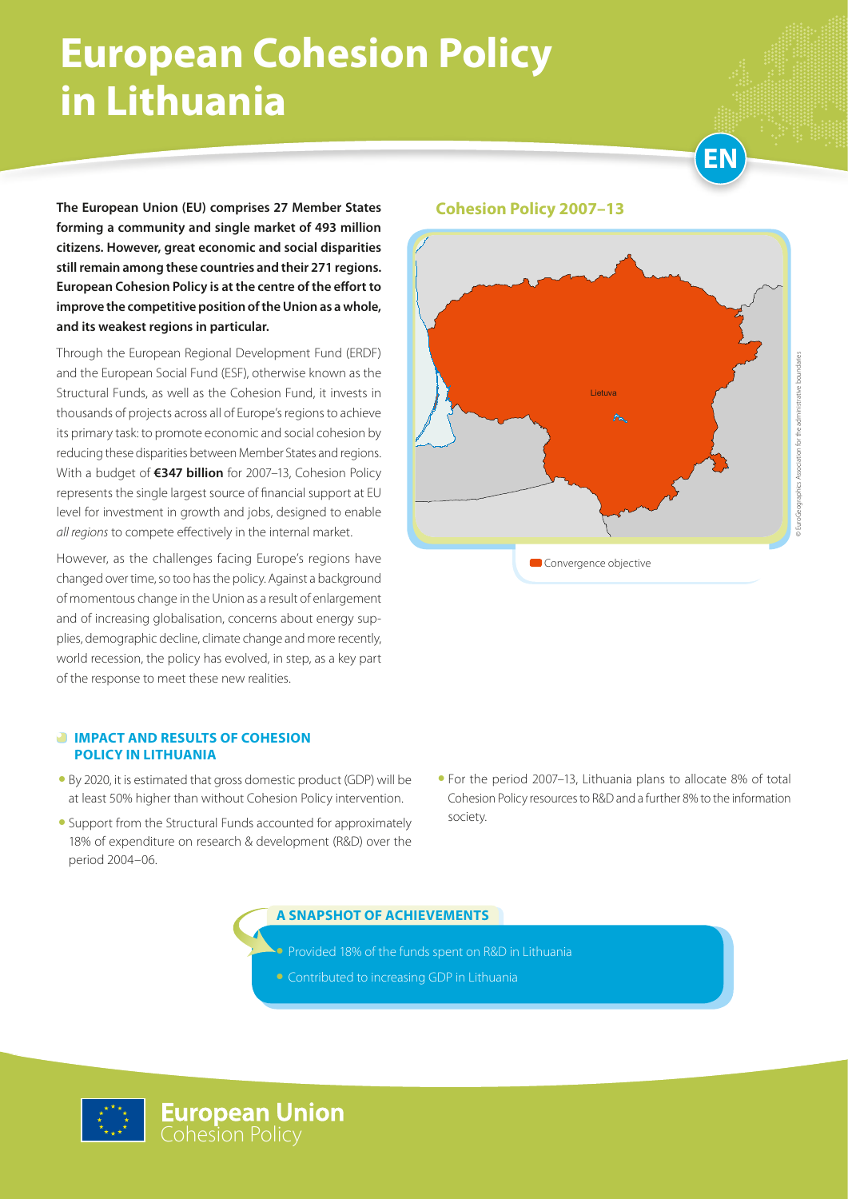# European Cohesion Policy in Lithuania

EN

**The European Union (EU) comprises 27 Member States forming a community and single market of 493 million citizens. However, great economic and social disparities still remain among these countries and their 271 regions. European Cohesion Policy is at the centre of the effort to improve the competitive position of the Union as a whole, and its weakest regions in particular.**

Through the European Regional Development Fund (ERDF) and the European Social Fund (ESF), otherwise known as the Structural Funds, as well as the Cohesion Fund, it invests in thousands of projects across all of Europe's regions to achieve its primary task: to promote economic and social cohesion by reducing these disparities between Member States and regions. With a budget of **€347 billion** for 2007–13, Cohesion Policy represents the single largest source of financial support at EU level for investment in growth and jobs, designed to enable *all regions* to compete effectively in the internal market.

However, as the challenges facing Europe's regions have changed over time, so too has the policy. Against a background of momentous change in the Union as a result of enlargement and of increasing globalisation, concerns about energy supplies, demographic decline, climate change and more recently, world recession, the policy has evolved, in step, as a key part of the response to meet these new realities.

## Cohesion Policy 2007–13

Lietuva

Convergence objective

© EuroGeographics Association for the administrative boundaries

## IMPACT AND RESULTS OF COHESION POLICY IN LITHUANIA

- By 2020, it is estimated that gross domestic product (GDP) will be at least 50% higher than without Cohesion Policy intervention.
- Support from the Structural Funds accounted for approximately 18% of expenditure on research & development (R&D) over the period 2004–06.
- For the period 2007–13, Lithuania plans to allocate 8% of total Cohesion Policy resources to R&D and a further 8% to the information society.

### A SNAPSHOT OF ACHIEVEMENTS

- Provided 18% of the funds spent on R&D in Lithuania
- Contributed to increasing GDP in Lithuania

**European Union**
Cohesion Policy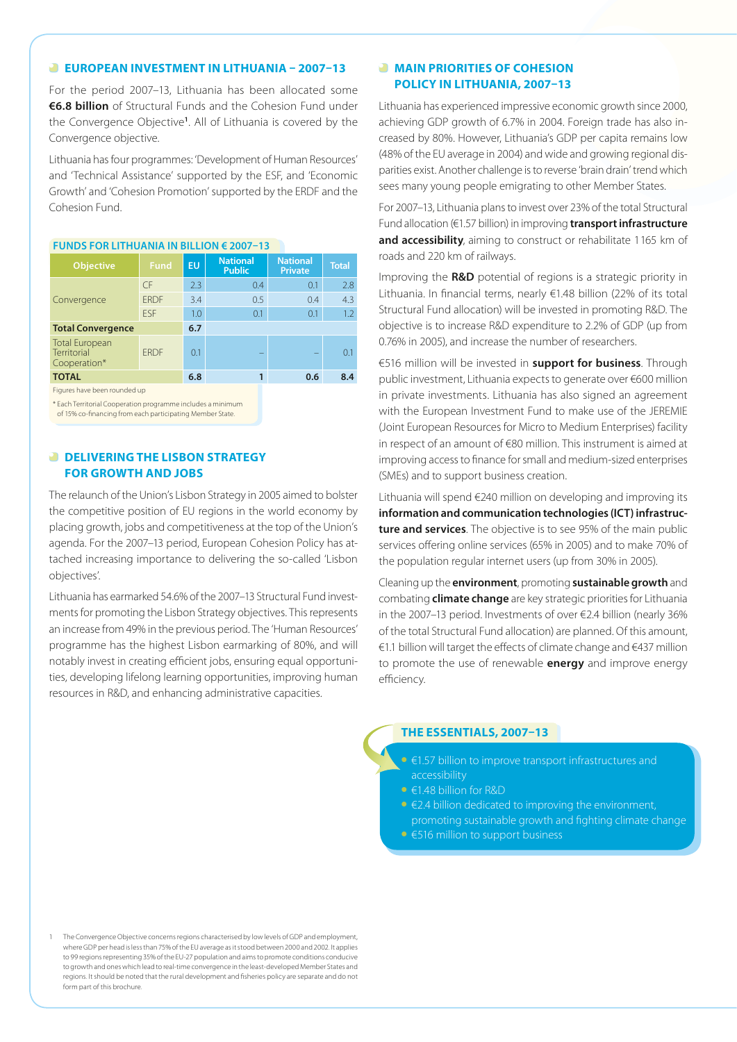## EUROPEAN INVESTMENT IN LITHUANIA – 2007–13

For the period 2007–13, Lithuania has been allocated some **€6.8 billion** of Structural Funds and the Cohesion Fund under the Convergence Objective[1]. All of Lithuania is covered by the Convergence objective.

Lithuania has four programmes: 'Development of Human Resources' and 'Technical Assistance' supported by the ESF, and 'Economic Growth' and 'Cohesion Promotion' supported by the ERDF and the Cohesion Fund.

**FUNDS FOR LITHUANIA IN BILLION € 2007–13**

| Objective | Fund | EU | National Public | National Private | Total |
|---|---|---|---|---|---|
| Convergence | CF | 2.3 | 0.4 | 0.1 | 2.8 |
| | ERDF | 3.4 | 0.5 | 0.4 | 4.3 |
| | ESF | 1.0 | 0.1 | 0.1 | 1.2 |
| **Total Convergence** | | **6.7** | | | |
| Total European Territorial Cooperation* | ERDF | 0.1 | – | – | 0.1 |
| **TOTAL** | | **6.8** | **1** | **0.6** | **8.4** |

Figures have been rounded up

* Each Territorial Cooperation programme includes a minimum of 15% co-financing from each participating Member State.

## DELIVERING THE LISBON STRATEGY FOR GROWTH AND JOBS

The relaunch of the Union's Lisbon Strategy in 2005 aimed to bolster the competitive position of EU regions in the world economy by placing growth, jobs and competitiveness at the top of the Union's agenda. For the 2007–13 period, European Cohesion Policy has attached increasing importance to delivering the so-called 'Lisbon objectives'.

Lithuania has earmarked 54.6% of the 2007–13 Structural Fund investments for promoting the Lisbon Strategy objectives. This represents an increase from 49% in the previous period. The 'Human Resources' programme has the highest Lisbon earmarking of 80%, and will notably invest in creating efficient jobs, ensuring equal opportunities, developing lifelong learning opportunities, improving human resources in R&D, and enhancing administrative capacities.

## MAIN PRIORITIES OF COHESION POLICY IN LITHUANIA, 2007–13

Lithuania has experienced impressive economic growth since 2000, achieving GDP growth of 6.7% in 2004. Foreign trade has also increased by 80%. However, Lithuania's GDP per capita remains low (48% of the EU average in 2004) and wide and growing regional disparities exist. Another challenge is to reverse 'brain drain' trend which sees many young people emigrating to other Member States.

For 2007–13, Lithuania plans to invest over 23% of the total Structural Fund allocation (€1.57 billion) in improving **transport infrastructure and accessibility**, aiming to construct or rehabilitate 1 165 km of roads and 220 km of railways.

Improving the **R&D** potential of regions is a strategic priority in Lithuania. In financial terms, nearly €1.48 billion (22% of its total Structural Fund allocation) will be invested in promoting R&D. The objective is to increase R&D expenditure to 2.2% of GDP (up from 0.76% in 2005), and increase the number of researchers.

€516 million will be invested in **support for business**. Through public investment, Lithuania expects to generate over €600 million in private investments. Lithuania has also signed an agreement with the European Investment Fund to make use of the JEREMIE (Joint European Resources for Micro to Medium Enterprises) facility in respect of an amount of €80 million. This instrument is aimed at improving access to finance for small and medium-sized enterprises (SMEs) and to support business creation.

Lithuania will spend €240 million on developing and improving its **information and communication technologies (ICT) infrastructure and services**. The objective is to see 95% of the main public services offering online services (65% in 2005) and to make 70% of the population regular internet users (up from 30% in 2005).

Cleaning up the **environment**, promoting **sustainable growth** and combating **climate change** are key strategic priorities for Lithuania in the 2007–13 period. Investments of over €2.4 billion (nearly 36% of the total Structural Fund allocation) are planned. Of this amount, €1.1 billion will target the effects of climate change and €437 million to promote the use of renewable **energy** and improve energy efficiency.

### THE ESSENTIALS, 2007–13

- €1.57 billion to improve transport infrastructures and accessibility
- €1.48 billion for R&D
- €2.4 billion dedicated to improving the environment, promoting sustainable growth and fighting climate change
- €516 million to support business

[1] The Convergence Objective concerns regions characterised by low levels of GDP and employment, where GDP per head is less than 75% of the EU average as it stood between 2000 and 2002. It applies to 99 regions representing 35% of the EU-27 population and aims to promote conditions conducive to growth and ones which lead to real-time convergence in the least-developed Member States and regions. It should be noted that the rural development and fisheries policy are separate and do not form part of this brochure.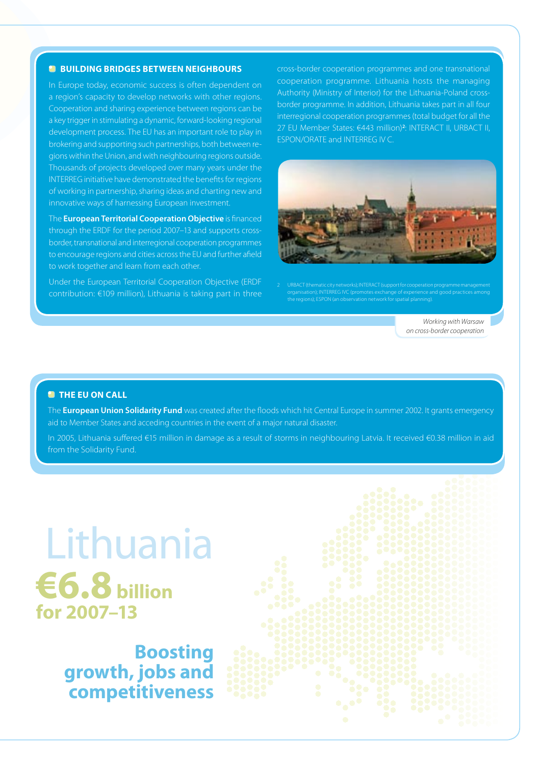## BUILDING BRIDGES BETWEEN NEIGHBOURS

In Europe today, economic success is often dependent on a region's capacity to develop networks with other regions. Cooperation and sharing experience between regions can be a key trigger in stimulating a dynamic, forward-looking regional development process. The EU has an important role to play in brokering and supporting such partnerships, both between regions within the Union, and with neighbouring regions outside. Thousands of projects developed over many years under the INTERREG initiative have demonstrated the benefits for regions of working in partnership, sharing ideas and charting new and innovative ways of harnessing European investment.

The **European Territorial Cooperation Objective** is financed through the ERDF for the period 2007–13 and supports cross-border, transnational and interregional cooperation programmes to encourage regions and cities across the EU and further afield to work together and learn from each other.

Under the European Territorial Cooperation Objective (ERDF contribution: €109 million), Lithuania is taking part in three cross-border cooperation programmes and one transnational cooperation programme. Lithuania hosts the managing Authority (Ministry of Interior) for the Lithuania-Poland cross-border programme. In addition, Lithuania takes part in all four interregional cooperation programmes (total budget for all the 27 EU Member States: €443 million)[2]: INTERACT II, URBACT II, ESPON/ORATE and INTERREG IV C.

[2] URBACT (thematic city networks); INTERACT (support for cooperation programme management organisation); INTERREG IVC (promotes exchange of experience and good practices among the regions); ESPON (an observation network for spatial planning).

*Working with Warsaw on cross-border cooperation*

## THE EU ON CALL

The **European Union Solidarity Fund** was created after the floods which hit Central Europe in summer 2002. It grants emergency aid to Member States and acceding countries in the event of a major natural disaster.

In 2005, Lithuania suffered €15 million in damage as a result of storms in neighbouring Latvia. It received €0.38 million in aid from the Solidarity Fund.

# Lithuania

**€6.8 billion for 2007–13**

## Boosting growth, jobs and competitiveness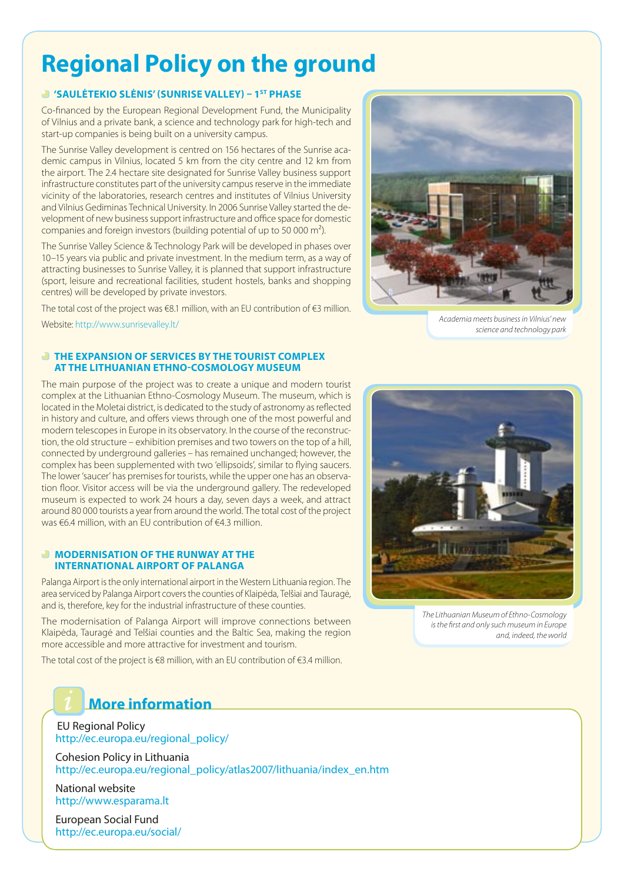# Regional Policy on the ground

## 'SAULĖTEKIO SLĖNIS' (SUNRISE VALLEY) – 1ST PHASE

Co-financed by the European Regional Development Fund, the Municipality of Vilnius and a private bank, a science and technology park for high-tech and start-up companies is being built on a university campus.

The Sunrise Valley development is centred on 156 hectares of the Sunrise academic campus in Vilnius, located 5 km from the city centre and 12 km from the airport. The 2.4 hectare site designated for Sunrise Valley business support infrastructure constitutes part of the university campus reserve in the immediate vicinity of the laboratories, research centres and institutes of Vilnius University and Vilnius Gediminas Technical University. In 2006 Sunrise Valley started the development of new business support infrastructure and office space for domestic companies and foreign investors (building potential of up to 50 000 m$^2$).

The Sunrise Valley Science & Technology Park will be developed in phases over 10–15 years via public and private investment. In the medium term, as a way of attracting businesses to Sunrise Valley, it is planned that support infrastructure (sport, leisure and recreational facilities, student hostels, banks and shopping centres) will be developed by private investors.

The total cost of the project was €8.1 million, with an EU contribution of €3 million.

Website: http://www.sunrisevalley.lt/

*Academia meets business in Vilnius' new science and technology park*

## THE EXPANSION OF SERVICES BY THE TOURIST COMPLEX AT THE LITHUANIAN ETHNO-COSMOLOGY MUSEUM

The main purpose of the project was to create a unique and modern tourist complex at the Lithuanian Ethno-Cosmology Museum. The museum, which is located in the Moletai district, is dedicated to the study of astronomy as reflected in history and culture, and offers views through one of the most powerful and modern telescopes in Europe in its observatory. In the course of the reconstruction, the old structure – exhibition premises and two towers on the top of a hill, connected by underground galleries – has remained unchanged; however, the complex has been supplemented with two 'ellipsoids', similar to flying saucers. The lower 'saucer' has premises for tourists, while the upper one has an observation floor. Visitor access will be via the underground gallery. The redeveloped museum is expected to work 24 hours a day, seven days a week, and attract around 80 000 tourists a year from around the world. The total cost of the project was €6.4 million, with an EU contribution of €4.3 million.

*The Lithuanian Museum of Ethno-Cosmology is the first and only such museum in Europe and, indeed, the world*

## MODERNISATION OF THE RUNWAY AT THE INTERNATIONAL AIRPORT OF PALANGA

Palanga Airport is the only international airport in the Western Lithuania region. The area serviced by Palanga Airport covers the counties of Klaipėda, Telšiai and Tauragė, and is, therefore, key for the industrial infrastructure of these counties.

The modernisation of Palanga Airport will improve connections between Klaipėda, Tauragė and Telšiai counties and the Baltic Sea, making the region more accessible and more attractive for investment and tourism.

The total cost of the project is €8 million, with an EU contribution of €3.4 million.

## More information

EU Regional Policy
http://ec.europa.eu/regional_policy/

Cohesion Policy in Lithuania
http://ec.europa.eu/regional_policy/atlas2007/lithuania/index_en.htm

National website
http://www.esparama.lt

European Social Fund
http://ec.europa.eu/social/